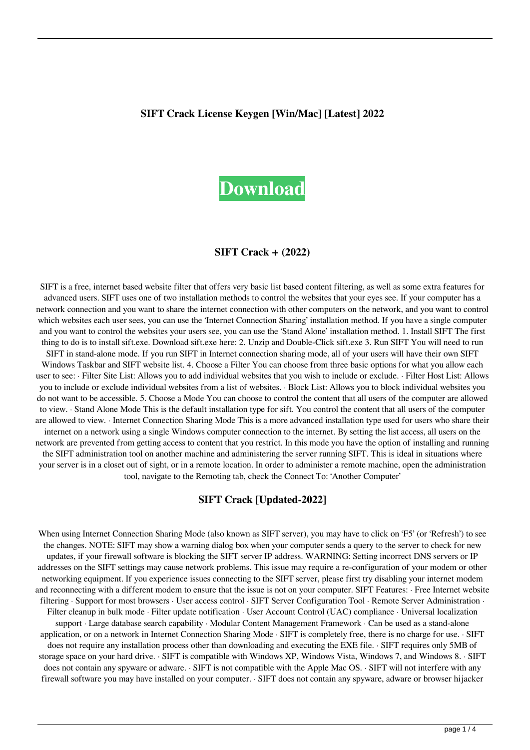**SIFT Crack License Keygen [Win/Mac] [Latest] 2022**

# Download

## SIFT Crack + (2022)

SIFT is a free, internet based website filter that offers very basic list based content filtering, as well as some extra features for advanced users. SIFT uses one of two installation methods to control the websites that your eyes see. If your computer has a network connection and you want to share the internet connection with other computers on the network, and you want to control which websites each user sees, you can use the 'Internet Connection Sharing' installation method. If you have a single computer and you want to control the websites your users see, you can use the 'Stand Alone' installation method. 1. Install SIFT The first thing to do is to install sift.exe. Download sift.exe here: 2. Unzip and Double-Click sift.exe 3. Run SIFT You will need to run SIFT in stand-alone mode. If you run SIFT in Internet connection sharing mode, all of your users will have their own SIFT Windows Taskbar and SIFT website list. 4. Choose a Filter You can choose from three basic options for what you allow each user to see: · Filter Site List: Allows you to add individual websites that you wish to include or exclude. · Filter Host List: Allows you to include or exclude individual websites from a list of websites. · Block List: Allows you to block individual websites you do not want to be accessible. 5. Choose a Mode You can choose to control the content that all users of the computer are allowed to view. · Stand Alone Mode This is the default installation type for sift. You control the content that all users of the computer are allowed to view. · Internet Connection Sharing Mode This is a more advanced installation type used for users who share their internet on a network using a single Windows computer connection to the internet. By setting the list access, all users on the network are prevented from getting access to content that you restrict. In this mode you have the option of installing and running the SIFT administration tool on another machine and administering the server running SIFT. This is ideal in situations where your server is in a closet out of sight, or in a remote location. In order to administer a remote machine, open the administration tool, navigate to the Remoting tab, check the Connect To: 'Another Computer'

## SIFT Crack [Updated-2022]

When using Internet Connection Sharing Mode (also known as SIFT server), you may have to click on 'F5' (or 'Refresh') to see the changes. NOTE: SIFT may show a warning dialog box when your computer sends a query to the server to check for new updates, if your firewall software is blocking the SIFT server IP address. WARNING: Setting incorrect DNS servers or IP addresses on the SIFT settings may cause network problems. This issue may require a re-configuration of your modem or other networking equipment. If you experience issues connecting to the SIFT server, please first try disabling your internet modem and reconnecting with a different modem to ensure that the issue is not on your computer. SIFT Features: · Free Internet website filtering · Support for most browsers · User access control · SIFT Server Configuration Tool · Remote Server Administration · Filter cleanup in bulk mode · Filter update notification · User Account Control (UAC) compliance · Universal localization support · Large database search capability · Modular Content Management Framework · Can be used as a stand-alone application, or on a network in Internet Connection Sharing Mode · SIFT is completely free, there is no charge for use. · SIFT does not require any installation process other than downloading and executing the EXE file. · SIFT requires only 5MB of storage space on your hard drive. · SIFT is compatible with Windows XP, Windows Vista, Windows 7, and Windows 8. · SIFT does not contain any spyware or adware. · SIFT is not compatible with the Apple Mac OS. · SIFT will not interfere with any firewall software you may have installed on your computer. · SIFT does not contain any spyware, adware or browser hijacker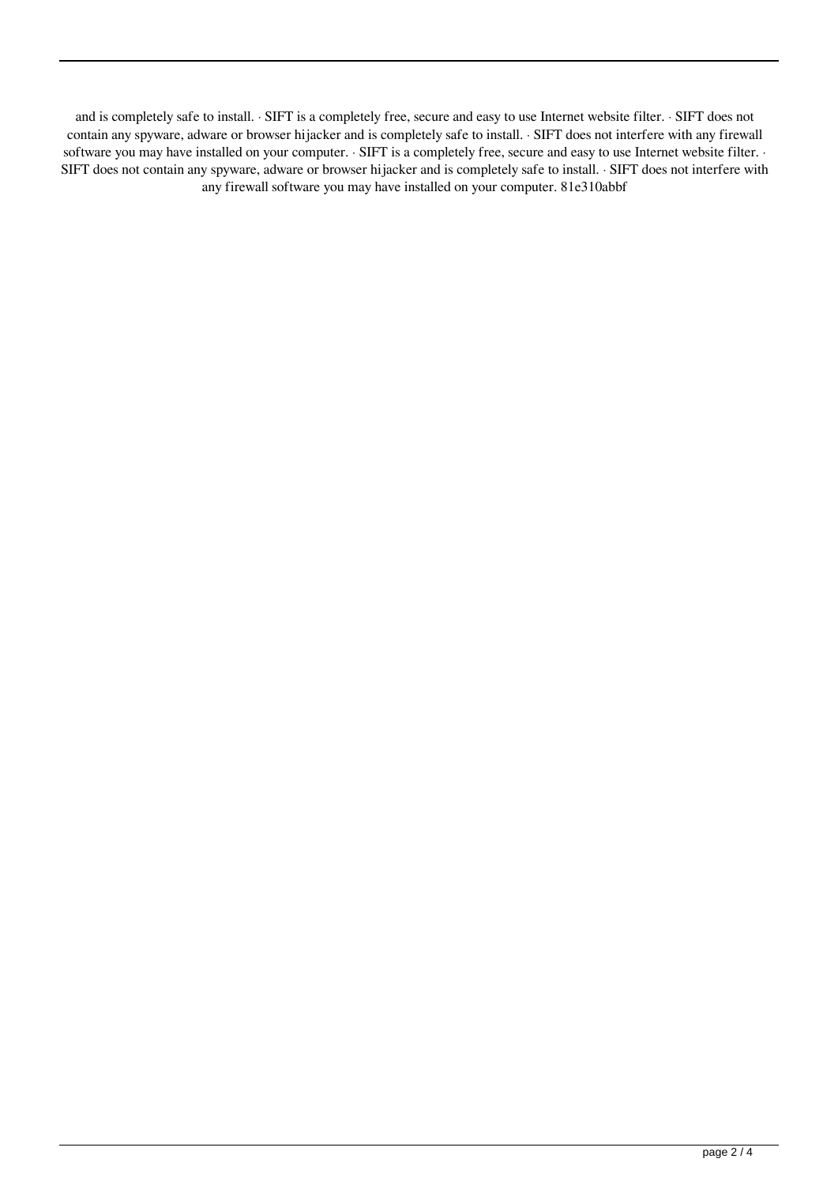and is completely safe to install. · SIFT is a completely free, secure and easy to use Internet website filter. · SIFT does not contain any spyware, adware or browser hijacker and is completely safe to install. · SIFT does not interfere with any firewall software you may have installed on your computer. · SIFT is a completely free, secure and easy to use Internet website filter. · SIFT does not contain any spyware, adware or browser hijacker and is completely safe to install. · SIFT does not interfere with any firewall software you may have installed on your computer. 81e310abbf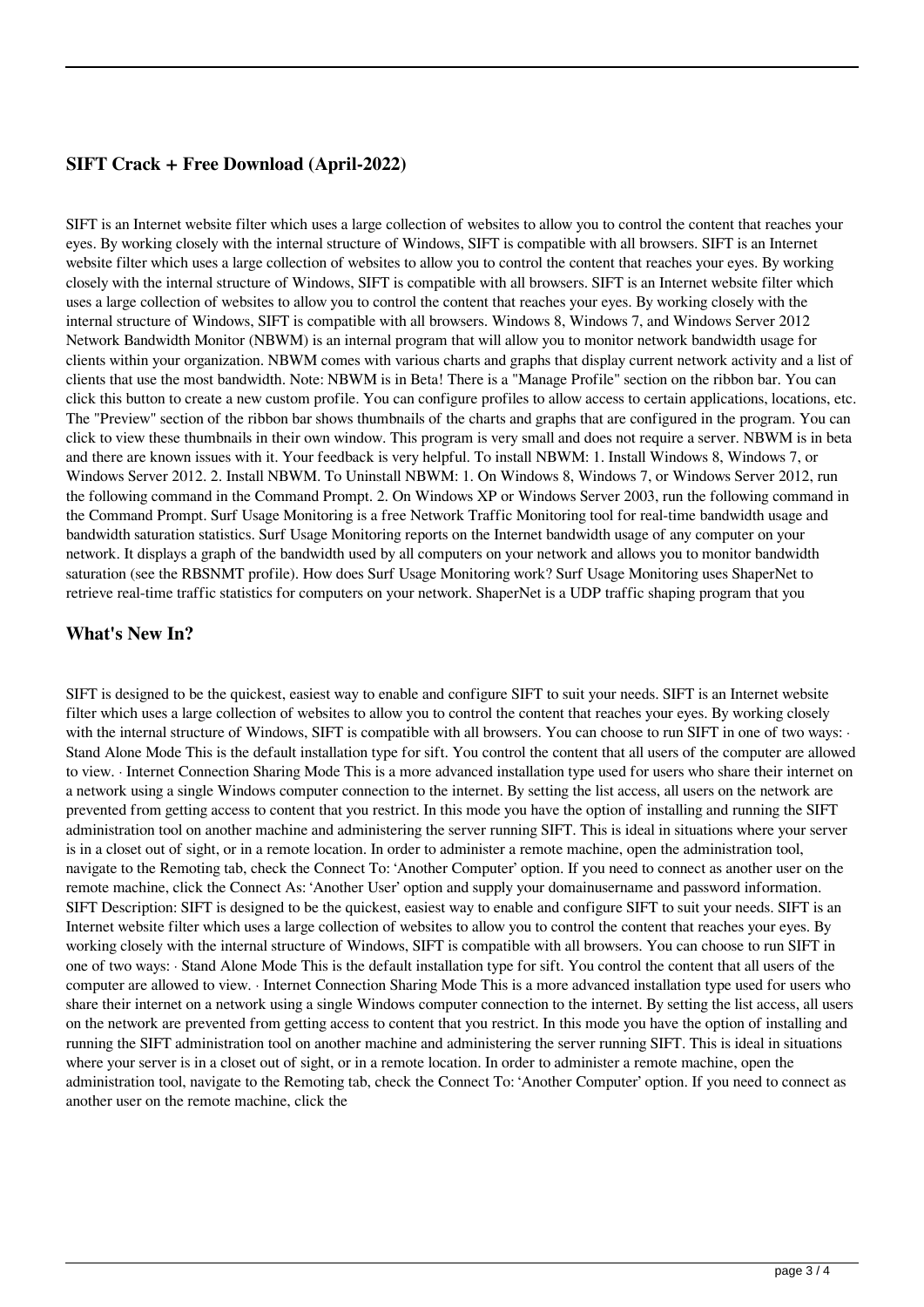## SIFT Crack + Free Download (April-2022)

SIFT is an Internet website filter which uses a large collection of websites to allow you to control the content that reaches your eyes. By working closely with the internal structure of Windows, SIFT is compatible with all browsers. SIFT is an Internet website filter which uses a large collection of websites to allow you to control the content that reaches your eyes. By working closely with the internal structure of Windows, SIFT is compatible with all browsers. SIFT is an Internet website filter which uses a large collection of websites to allow you to control the content that reaches your eyes. By working closely with the internal structure of Windows, SIFT is compatible with all browsers. Windows 8, Windows 7, and Windows Server 2012 Network Bandwidth Monitor (NBWM) is an internal program that will allow you to monitor network bandwidth usage for clients within your organization. NBWM comes with various charts and graphs that display current network activity and a list of clients that use the most bandwidth. Note: NBWM is in Beta! There is a "Manage Profile" section on the ribbon bar. You can click this button to create a new custom profile. You can configure profiles to allow access to certain applications, locations, etc. The "Preview" section of the ribbon bar shows thumbnails of the charts and graphs that are configured in the program. You can click to view these thumbnails in their own window. This program is very small and does not require a server. NBWM is in beta and there are known issues with it. Your feedback is very helpful. To install NBWM: 1. Install Windows 8, Windows 7, or Windows Server 2012. 2. Install NBWM. To Uninstall NBWM: 1. On Windows 8, Windows 7, or Windows Server 2012, run the following command in the Command Prompt. 2. On Windows XP or Windows Server 2003, run the following command in the Command Prompt. Surf Usage Monitoring is a free Network Traffic Monitoring tool for real-time bandwidth usage and bandwidth saturation statistics. Surf Usage Monitoring reports on the Internet bandwidth usage of any computer on your network. It displays a graph of the bandwidth used by all computers on your network and allows you to monitor bandwidth saturation (see the RBSNMT profile). How does Surf Usage Monitoring work? Surf Usage Monitoring uses ShaperNet to retrieve real-time traffic statistics for computers on your network. ShaperNet is a UDP traffic shaping program that you

## What's New In?

SIFT is designed to be the quickest, easiest way to enable and configure SIFT to suit your needs. SIFT is an Internet website filter which uses a large collection of websites to allow you to control the content that reaches your eyes. By working closely with the internal structure of Windows, SIFT is compatible with all browsers. You can choose to run SIFT in one of two ways: · Stand Alone Mode This is the default installation type for sift. You control the content that all users of the computer are allowed to view. · Internet Connection Sharing Mode This is a more advanced installation type used for users who share their internet on a network using a single Windows computer connection to the internet. By setting the list access, all users on the network are prevented from getting access to content that you restrict. In this mode you have the option of installing and running the SIFT administration tool on another machine and administering the server running SIFT. This is ideal in situations where your server is in a closet out of sight, or in a remote location. In order to administer a remote machine, open the administration tool, navigate to the Remoting tab, check the Connect To: 'Another Computer' option. If you need to connect as another user on the remote machine, click the Connect As: 'Another User' option and supply your domainusername and password information. SIFT Description: SIFT is designed to be the quickest, easiest way to enable and configure SIFT to suit your needs. SIFT is an Internet website filter which uses a large collection of websites to allow you to control the content that reaches your eyes. By working closely with the internal structure of Windows, SIFT is compatible with all browsers. You can choose to run SIFT in one of two ways: · Stand Alone Mode This is the default installation type for sift. You control the content that all users of the computer are allowed to view. · Internet Connection Sharing Mode This is a more advanced installation type used for users who share their internet on a network using a single Windows computer connection to the internet. By setting the list access, all users on the network are prevented from getting access to content that you restrict. In this mode you have the option of installing and running the SIFT administration tool on another machine and administering the server running SIFT. This is ideal in situations where your server is in a closet out of sight, or in a remote location. In order to administer a remote machine, open the administration tool, navigate to the Remoting tab, check the Connect To: 'Another Computer' option. If you need to connect as another user on the remote machine, click the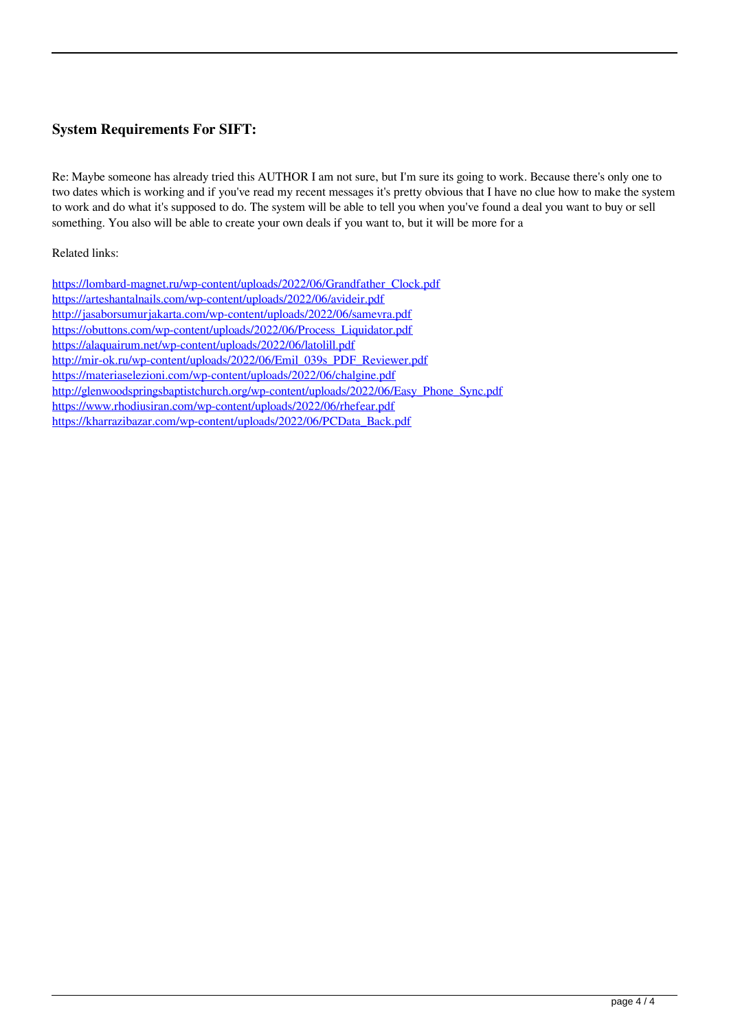### System Requirements For SIFT:

Re: Maybe someone has already tried this AUTHOR I am not sure, but I'm sure its going to work. Because there's only one to two dates which is working and if you've read my recent messages it's pretty obvious that I have no clue how to make the system to work and do what it's supposed to do. The system will be able to tell you when you've found a deal you want to buy or sell something. You also will be able to create your own deals if you want to, but it will be more for a

Related links:

https://lombard-magnet.ru/wp-content/uploads/2022/06/Grandfather_Clock.pdf
https://arteshantalnails.com/wp-content/uploads/2022/06/avideir.pdf
http://jasaborsumurjakarta.com/wp-content/uploads/2022/06/samevra.pdf
https://obuttons.com/wp-content/uploads/2022/06/Process_Liquidator.pdf
https://alaquairum.net/wp-content/uploads/2022/06/latolill.pdf
http://mir-ok.ru/wp-content/uploads/2022/06/Emil_039s_PDF_Reviewer.pdf
https://materiaselezioni.com/wp-content/uploads/2022/06/chalgine.pdf
http://glenwoodspringsbaptistchurch.org/wp-content/uploads/2022/06/Easy_Phone_Sync.pdf
https://www.rhodiusiran.com/wp-content/uploads/2022/06/rhefear.pdf
https://kharrazibazar.com/wp-content/uploads/2022/06/PCData_Back.pdf